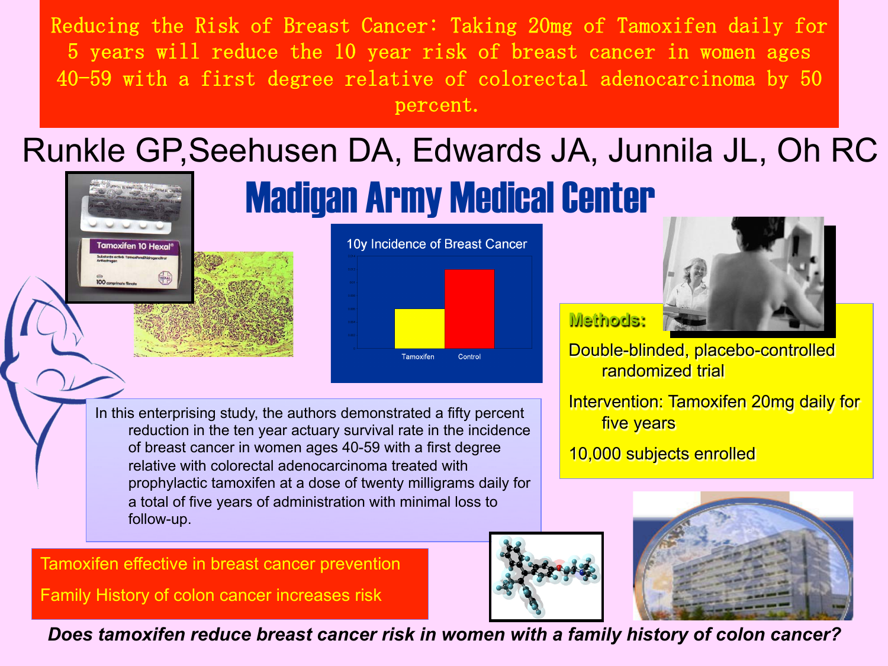# Reducing the Risk of Breast Cancer: Taking 20mg of Tamoxifen daily for 5 years will reduce the 10 year risk of breast cancer in women ages 40-59 with a first degree relative of colorectal adenocarcinoma by 50 percent.

Runkle GP, Seehusen DA, Edwards JA, Junnila JL, Oh RC

## Madigan Army Medical Center

**10y Incidence of Breast Cancer**

Tamoxifen | Control

**Methods:**

Double-blinded, placebo-controlled randomized trial

Intervention: Tamoxifen 20mg daily for five years

10,000 subjects enrolled

In this enterprising study, the authors demonstrated a fifty percent reduction in the ten year actuary survival rate in the incidence of breast cancer in women ages 40-59 with a first degree relative with colorectal adenocarcinoma treated with prophylactic tamoxifen at a dose of twenty milligrams daily for a total of five years of administration with minimal loss to follow-up.

Tamoxifen effective in breast cancer prevention

Family History of colon cancer increases risk

***Does tamoxifen reduce breast cancer risk in women with a family history of colon cancer?***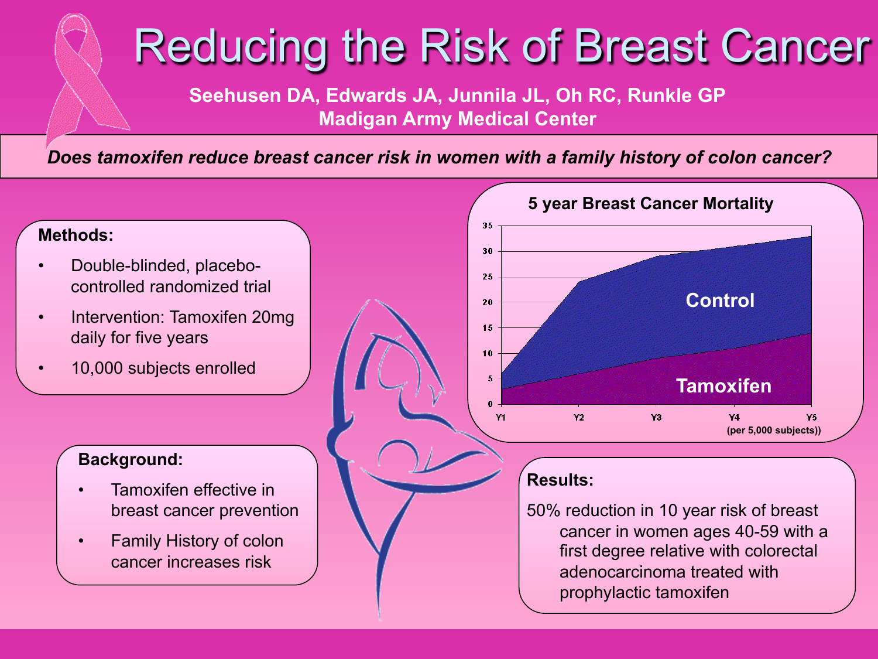# Reducing the Risk of Breast Cancer

**Seehusen DA, Edwards JA, Junnila JL, Oh RC, Runkle GP**
**Madigan Army Medical Center**

***Does tamoxifen reduce breast cancer risk in women with a family history of colon cancer?***

**Methods:**

- Double-blinded, placebo-controlled randomized trial
- Intervention: Tamoxifen 20mg daily for five years
- 10,000 subjects enrolled

**Background:**

- Tamoxifen effective in breast cancer prevention
- Family History of colon cancer increases risk

**5 year Breast Cancer Mortality**

35
30
25
20
15
10
5
0

Control

Tamoxifen

Y1 Y2 Y3 Y4 Y5

(per 5,000 subjects))

**Results:**

50% reduction in 10 year risk of breast cancer in women ages 40-59 with a first degree relative with colorectal adenocarcinoma treated with prophylactic tamoxifen